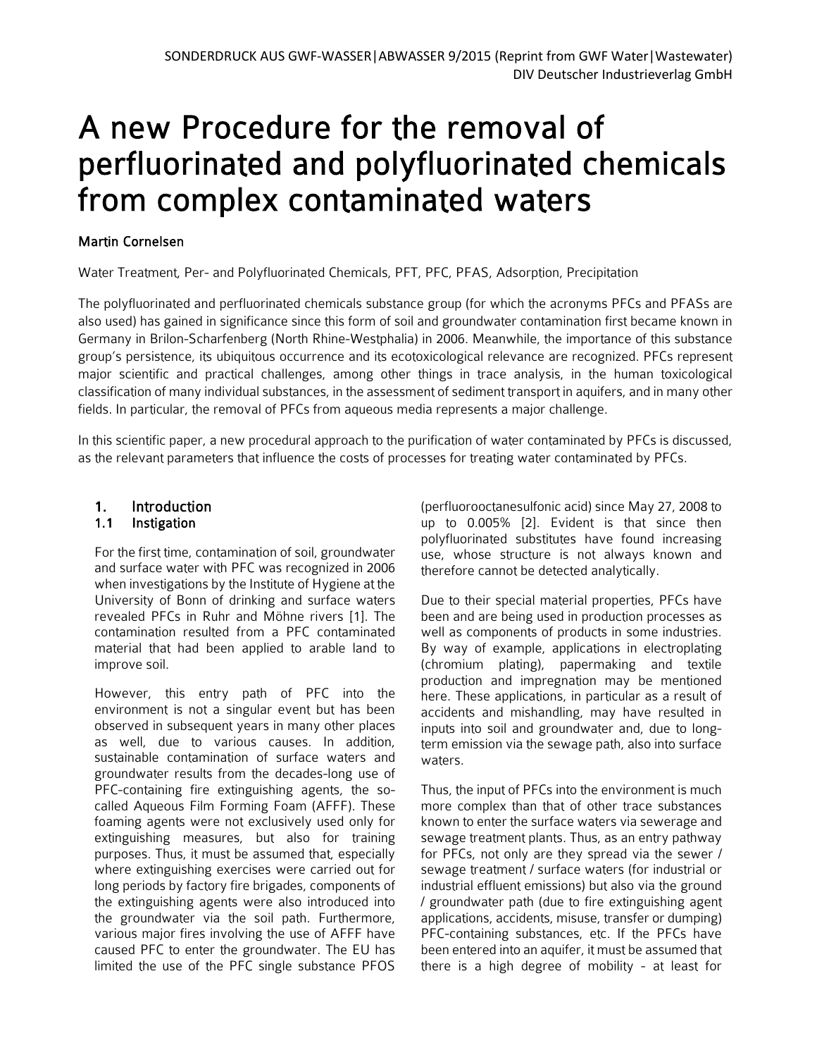# A new Procedure for the removal of perfluorinated and polyfluorinated chemicals from complex contaminated waters

**Martin Cornelsen**

Water Treatment, Per- and Polyfluorinated Chemicals, PFT, PFC, PFAS, Adsorption, Precipitation

The polyfluorinated and perfluorinated chemicals substance group (for which the acronyms PFCs and PFASs are also used) has gained in significance since this form of soil and groundwater contamination first became known in Germany in Brilon-Scharfenberg (North Rhine-Westphalia) in 2006. Meanwhile, the importance of this substance group's persistence, its ubiquitous occurrence and its ecotoxicological relevance are recognized. PFCs represent major scientific and practical challenges, among other things in trace analysis, in the human toxicological classification of many individual substances, in the assessment of sediment transport in aquifers, and in many other fields. In particular, the removal of PFCs from aqueous media represents a major challenge.

In this scientific paper, a new procedural approach to the purification of water contaminated by PFCs is discussed, as the relevant parameters that influence the costs of processes for treating water contaminated by PFCs.

## 1. Introduction

### 1.1 Instigation

For the first time, contamination of soil, groundwater and surface water with PFC was recognized in 2006 when investigations by the Institute of Hygiene at the University of Bonn of drinking and surface waters revealed PFCs in Ruhr and Möhne rivers [1]. The contamination resulted from a PFC contaminated material that had been applied to arable land to improve soil.

However, this entry path of PFC into the environment is not a singular event but has been observed in subsequent years in many other places as well, due to various causes. In addition, sustainable contamination of surface waters and groundwater results from the decades-long use of PFC-containing fire extinguishing agents, the so-called Aqueous Film Forming Foam (AFFF). These foaming agents were not exclusively used only for extinguishing measures, but also for training purposes. Thus, it must be assumed that, especially where extinguishing exercises were carried out for long periods by factory fire brigades, components of the extinguishing agents were also introduced into the groundwater via the soil path. Furthermore, various major fires involving the use of AFFF have caused PFC to enter the groundwater. The EU has limited the use of the PFC single substance PFOS (perfluorooctanesulfonic acid) since May 27, 2008 to up to 0.005% [2]. Evident is that since then polyfluorinated substitutes have found increasing use, whose structure is not always known and therefore cannot be detected analytically.

Due to their special material properties, PFCs have been and are being used in production processes as well as components of products in some industries. By way of example, applications in electroplating (chromium plating), papermaking and textile production and impregnation may be mentioned here. These applications, in particular as a result of accidents and mishandling, may have resulted in inputs into soil and groundwater and, due to long-term emission via the sewage path, also into surface waters.

Thus, the input of PFCs into the environment is much more complex than that of other trace substances known to enter the surface waters via sewerage and sewage treatment plants. Thus, as an entry pathway for PFCs, not only are they spread via the sewer / sewage treatment / surface waters (for industrial or industrial effluent emissions) but also via the ground / groundwater path (due to fire extinguishing agent applications, accidents, misuse, transfer or dumping) PFC-containing substances, etc. If the PFCs have been entered into an aquifer, it must be assumed that there is a high degree of mobility - at least for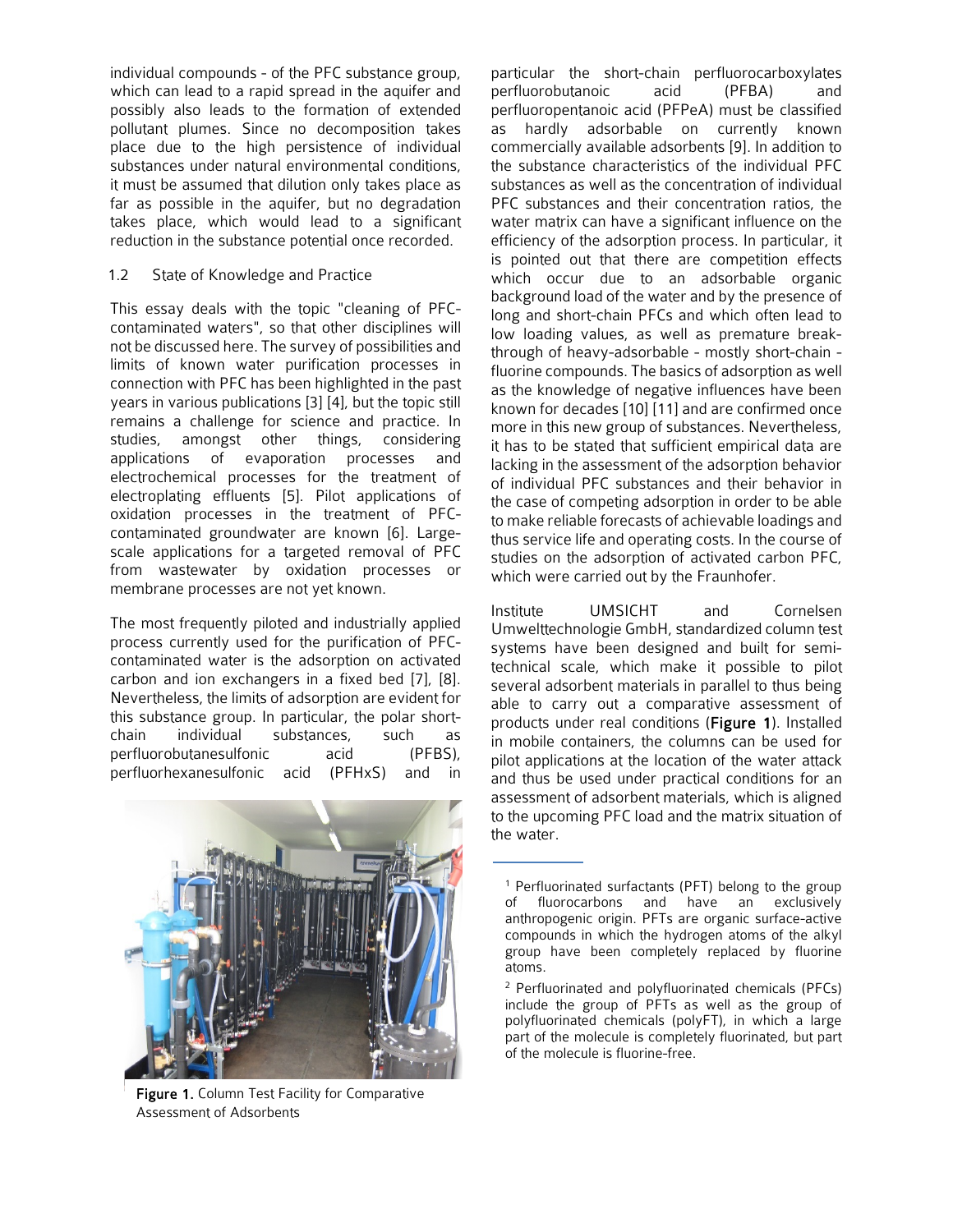individual compounds - of the PFC substance group, which can lead to a rapid spread in the aquifer and possibly also leads to the formation of extended pollutant plumes. Since no decomposition takes place due to the high persistence of individual substances under natural environmental conditions, it must be assumed that dilution only takes place as far as possible in the aquifer, but no degradation takes place, which would lead to a significant reduction in the substance potential once recorded.

### 1.2 State of Knowledge and Practice

This essay deals with the topic "cleaning of PFC-contaminated waters", so that other disciplines will not be discussed here. The survey of possibilities and limits of known water purification processes in connection with PFC has been highlighted in the past years in various publications [3] [4], but the topic still remains a challenge for science and practice. In studies, amongst other things, considering applications of evaporation processes and electrochemical processes for the treatment of electroplating effluents [5]. Pilot applications of oxidation processes in the treatment of PFC-contaminated groundwater are known [6]. Large-scale applications for a targeted removal of PFC from wastewater by oxidation processes or membrane processes are not yet known.

The most frequently piloted and industrially applied process currently used for the purification of PFC-contaminated water is the adsorption on activated carbon and ion exchangers in a fixed bed [7], [8]. Nevertheless, the limits of adsorption are evident for this substance group. In particular, the polar short-chain individual substances, such as perfluorobutanesulfonic acid (PFBS), perfluorhexanesulfonic acid (PFHxS) and in particular the short-chain perfluorocarboxylates perfluorobutanoic acid (PFBA) and perfluoropentanoic acid (PFPeA) must be classified as hardly adsorbable on currently known commercially available adsorbents [9]. In addition to the substance characteristics of the individual PFC substances as well as the concentration of individual PFC substances and their concentration ratios, the water matrix can have a significant influence on the efficiency of the adsorption process. In particular, it is pointed out that there are competition effects which occur due to an adsorbable organic background load of the water and by the presence of long and short-chain PFCs and which often lead to low loading values, as well as premature break-through of heavy-adsorbable - mostly short-chain - fluorine compounds. The basics of adsorption as well as the knowledge of negative influences have been known for decades [10] [11] and are confirmed once more in this new group of substances. Nevertheless, it has to be stated that sufficient empirical data are lacking in the assessment of the adsorption behavior of individual PFC substances and their behavior in the case of competing adsorption in order to be able to make reliable forecasts of achievable loadings and thus service life and operating costs. In the course of studies on the adsorption of activated carbon PFC, which were carried out by the Fraunhofer.

Institute UMSICHT and Cornelsen Umwelttechnologie GmbH, standardized column test systems have been designed and built for semi-technical scale, which make it possible to pilot several adsorbent materials in parallel to thus being able to carry out a comparative assessment of products under real conditions (**Figure 1**). Installed in mobile containers, the columns can be used for pilot applications at the location of the water attack and thus be used under practical conditions for an assessment of adsorbent materials, which is aligned to the upcoming PFC load and the matrix situation of the water.

**Figure 1.** Column Test Facility for Comparative Assessment of Adsorbents

---

[1] Perfluorinated surfactants (PFT) belong to the group of fluorocarbons and have an exclusively anthropogenic origin. PFTs are organic surface-active compounds in which the hydrogen atoms of the alkyl group have been completely replaced by fluorine atoms.

[2] Perfluorinated and polyfluorinated chemicals (PFCs) include the group of PFTs as well as the group of polyfluorinated chemicals (polyFT), in which a large part of the molecule is completely fluorinated, but part of the molecule is fluorine-free.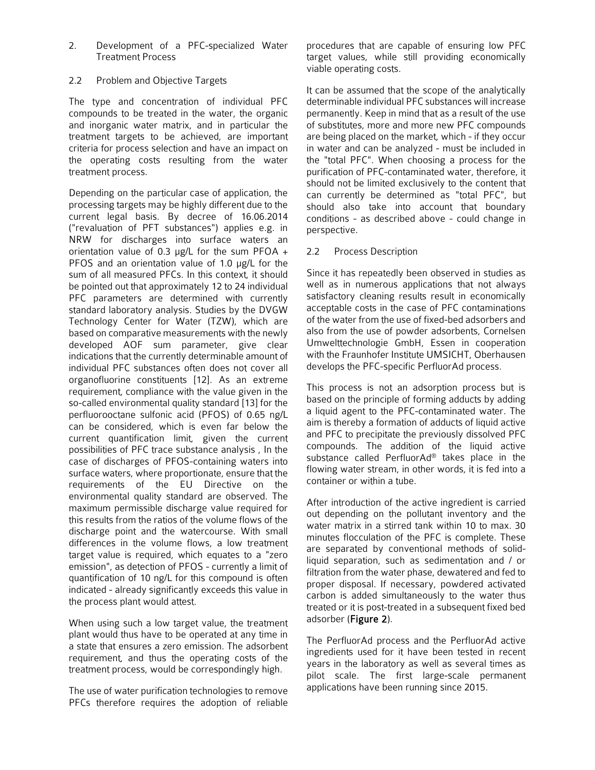## 2. Development of a PFC-specialized Water Treatment Process

### 2.2 Problem and Objective Targets

The type and concentration of individual PFC compounds to be treated in the water, the organic and inorganic water matrix, and in particular the treatment targets to be achieved, are important criteria for process selection and have an impact on the operating costs resulting from the water treatment process.

Depending on the particular case of application, the processing targets may be highly different due to the current legal basis. By decree of 16.06.2014 ("revaluation of PFT substances") applies e.g. in NRW for discharges into surface waters an orientation value of 0.3 µg/L for the sum PFOA + PFOS and an orientation value of 1.0 µg/L for the sum of all measured PFCs. In this context, it should be pointed out that approximately 12 to 24 individual PFC parameters are determined with currently standard laboratory analysis. Studies by the DVGW Technology Center for Water (TZW), which are based on comparative measurements with the newly developed AOF sum parameter, give clear indications that the currently determinable amount of individual PFC substances often does not cover all organofluorine constituents [12]. As an extreme requirement, compliance with the value given in the so-called environmental quality standard [13] for the perfluorooctane sulfonic acid (PFOS) of 0.65 ng/L can be considered, which is even far below the current quantification limit, given the current possibilities of PFC trace substance analysis , In the case of discharges of PFOS-containing waters into surface waters, where proportionate, ensure that the requirements of the EU Directive on the environmental quality standard are observed. The maximum permissible discharge value required for this results from the ratios of the volume flows of the discharge point and the watercourse. With small differences in the volume flows, a low treatment target value is required, which equates to a "zero emission", as detection of PFOS - currently a limit of quantification of 10 ng/L for this compound is often indicated - already significantly exceeds this value in the process plant would attest.

When using such a low target value, the treatment plant would thus have to be operated at any time in a state that ensures a zero emission. The adsorbent requirement, and thus the operating costs of the treatment process, would be correspondingly high.

The use of water purification technologies to remove PFCs therefore requires the adoption of reliable procedures that are capable of ensuring low PFC target values, while still providing economically viable operating costs.

It can be assumed that the scope of the analytically determinable individual PFC substances will increase permanently. Keep in mind that as a result of the use of substitutes, more and more new PFC compounds are being placed on the market, which - if they occur in water and can be analyzed - must be included in the "total PFC". When choosing a process for the purification of PFC-contaminated water, therefore, it should not be limited exclusively to the content that can currently be determined as "total PFC", but should also take into account that boundary conditions - as described above - could change in perspective.

### 2.2 Process Description

Since it has repeatedly been observed in studies as well as in numerous applications that not always satisfactory cleaning results result in economically acceptable costs in the case of PFC contaminations of the water from the use of fixed-bed adsorbers and also from the use of powder adsorbents, Cornelsen Umwelttechnologie GmbH, Essen in cooperation with the Fraunhofer Institute UMSICHT, Oberhausen develops the PFC-specific PerfluorAd process.

This process is not an adsorption process but is based on the principle of forming adducts by adding a liquid agent to the PFC-contaminated water. The aim is thereby a formation of adducts of liquid active and PFC to precipitate the previously dissolved PFC compounds. The addition of the liquid active substance called PerfluorAd® takes place in the flowing water stream, in other words, it is fed into a container or within a tube.

After introduction of the active ingredient is carried out depending on the pollutant inventory and the water matrix in a stirred tank within 10 to max. 30 minutes flocculation of the PFC is complete. These are separated by conventional methods of solid-liquid separation, such as sedimentation and / or filtration from the water phase, dewatered and fed to proper disposal. If necessary, powdered activated carbon is added simultaneously to the water thus treated or it is post-treated in a subsequent fixed bed adsorber (**Figure 2**).

The PerfluorAd process and the PerfluorAd active ingredients used for it have been tested in recent years in the laboratory as well as several times as pilot scale. The first large-scale permanent applications have been running since 2015.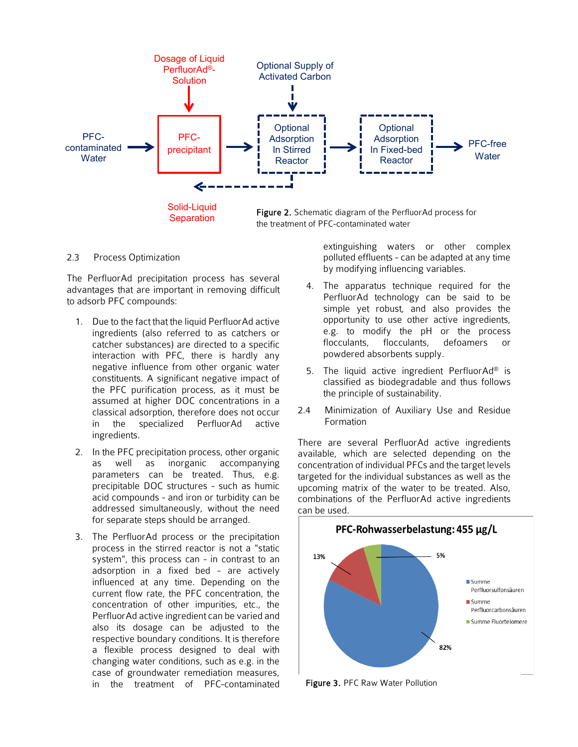Figure 2. Schematic diagram of the PerfluorAd process for the treatment of PFC-contaminated water

### 2.3 Process Optimization

The PerfluorAd precipitation process has several advantages that are important in removing difficult to adsorb PFC compounds:

1. Due to the fact that the liquid PerfluorAd active ingredients (also referred to as catchers or catcher substances) are directed to a specific interaction with PFC, there is hardly any negative influence from other organic water constituents. A significant negative impact of the PFC purification process, as it must be assumed at higher DOC concentrations in a classical adsorption, therefore does not occur in the specialized PerfluorAd active ingredients.
2. In the PFC precipitation process, other organic as well as inorganic accompanying parameters can be treated. Thus, e.g. precipitable DOC structures - such as humic acid compounds - and iron or turbidity can be addressed simultaneously, without the need for separate steps should be arranged.
3. The PerfluorAd process or the precipitation process in the stirred reactor is not a "static system", this process can - in contrast to an adsorption in a fixed bed - are actively influenced at any time. Depending on the current flow rate, the PFC concentration, the concentration of other impurities, etc., the PerfluorAd active ingredient can be varied and also its dosage can be adjusted to the respective boundary conditions. It is therefore a flexible process designed to deal with changing water conditions, such as e.g. in the case of groundwater remediation measures, in the treatment of PFC-contaminated extinguishing waters or other complex polluted effluents - can be adapted at any time by modifying influencing variables.
4. The apparatus technique required for the PerfluorAd technology can be said to be simple yet robust, and also provides the opportunity to use other active ingredients, e.g. to modify the pH or the process flocculants, flocculants, defoamers or powdered absorbents supply.
5. The liquid active ingredient PerfluorAd® is classified as biodegradable and thus follows the principle of sustainability.

### 2.4 Minimization of Auxiliary Use and Residue Formation

There are several PerfluorAd active ingredients available, which are selected depending on the concentration of individual PFCs and the target levels targeted for the individual substances as well as the upcoming matrix of the water to be treated. Also, combinations of the PerfluorAd active ingredients can be used.

Figure 3. PFC Raw Water Pollution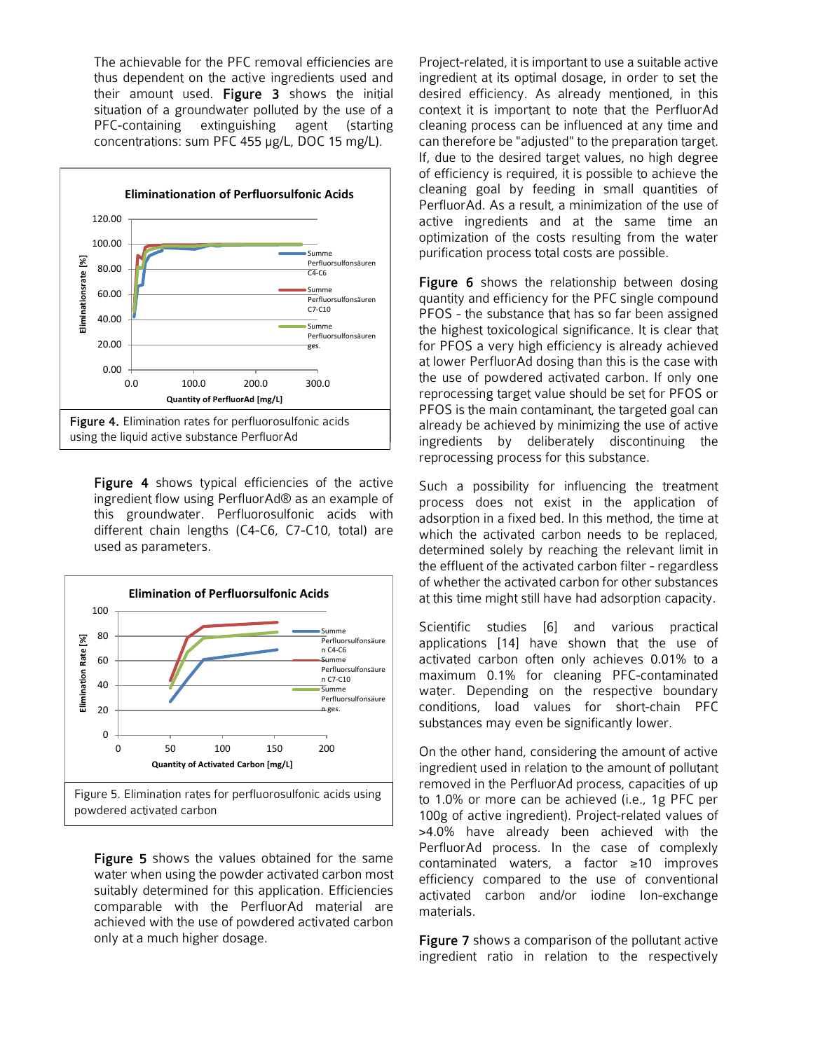The achievable for the PFC removal efficiencies are thus dependent on the active ingredients used and their amount used. **Figure 3** shows the initial situation of a groundwater polluted by the use of a PFC-containing extinguishing agent (starting concentrations: sum PFC 455 µg/L, DOC 15 mg/L).

Figure 4. Elimination rates for perfluorosulfonic acids using the liquid active substance PerfluorAd

**Figure 4** shows typical efficiencies of the active ingredient flow using PerfluorAd® as an example of this groundwater. Perfluorosulfonic acids with different chain lengths (C4-C6, C7-C10, total) are used as parameters.

Figure 5. Elimination rates for perfluorosulfonic acids using powdered activated carbon

**Figure 5** shows the values obtained for the same water when using the powder activated carbon most suitably determined for this application. Efficiencies comparable with the PerfluorAd material are achieved with the use of powdered activated carbon only at a much higher dosage.

Project-related, it is important to use a suitable active ingredient at its optimal dosage, in order to set the desired efficiency. As already mentioned, in this context it is important to note that the PerfluorAd cleaning process can be influenced at any time and can therefore be "adjusted" to the preparation target. If, due to the desired target values, no high degree of efficiency is required, it is possible to achieve the cleaning goal by feeding in small quantities of PerfluorAd. As a result, a minimization of the use of active ingredients and at the same time an optimization of the costs resulting from the water purification process total costs are possible.

**Figure 6** shows the relationship between dosing quantity and efficiency for the PFC single compound PFOS - the substance that has so far been assigned the highest toxicological significance. It is clear that for PFOS a very high efficiency is already achieved at lower PerfluorAd dosing than this is the case with the use of powdered activated carbon. If only one reprocessing target value should be set for PFOS or PFOS is the main contaminant, the targeted goal can already be achieved by minimizing the use of active ingredients by deliberately discontinuing the reprocessing process for this substance.

Such a possibility for influencing the treatment process does not exist in the application of adsorption in a fixed bed. In this method, the time at which the activated carbon needs to be replaced, determined solely by reaching the relevant limit in the effluent of the activated carbon filter - regardless of whether the activated carbon for other substances at this time might still have had adsorption capacity.

Scientific studies [6] and various practical applications [14] have shown that the use of activated carbon often only achieves 0.01% to a maximum 0.1% for cleaning PFC-contaminated water. Depending on the respective boundary conditions, load values for short-chain PFC substances may even be significantly lower.

On the other hand, considering the amount of active ingredient used in relation to the amount of pollutant removed in the PerfluorAd process, capacities of up to 1.0% or more can be achieved (i.e., 1g PFC per 100g of active ingredient). Project-related values of >4.0% have already been achieved with the PerfluorAd process. In the case of complexly contaminated waters, a factor ≥10 improves efficiency compared to the use of conventional activated carbon and/or iodine Ion-exchange materials.

**Figure 7** shows a comparison of the pollutant active ingredient ratio in relation to the respectively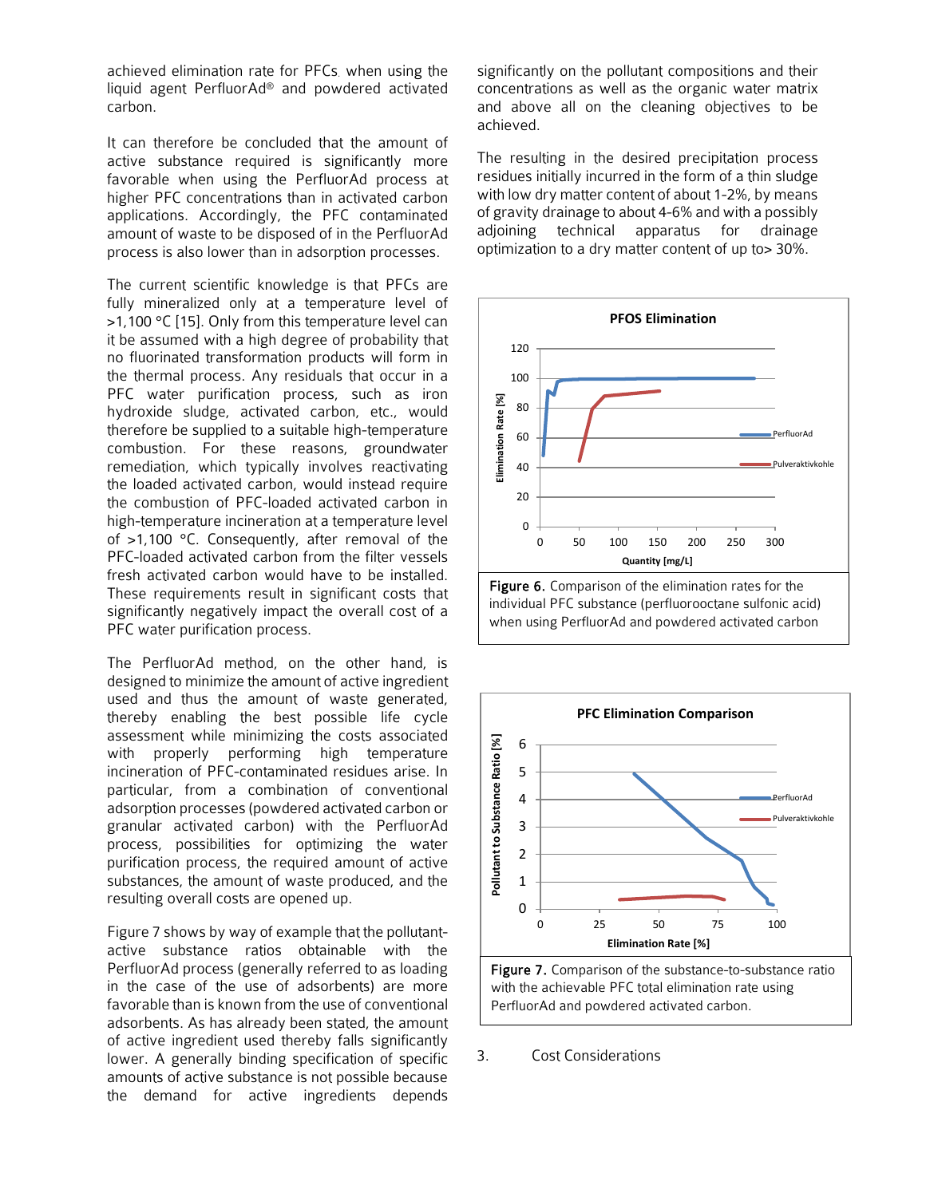achieved elimination rate for PFCs. when using the liquid agent PerfluorAd® and powdered activated carbon.

It can therefore be concluded that the amount of active substance required is significantly more favorable when using the PerfluorAd process at higher PFC concentrations than in activated carbon applications. Accordingly, the PFC contaminated amount of waste to be disposed of in the PerfluorAd process is also lower than in adsorption processes.

The current scientific knowledge is that PFCs are fully mineralized only at a temperature level of >1,100 °C [15]. Only from this temperature level can it be assumed with a high degree of probability that no fluorinated transformation products will form in the thermal process. Any residuals that occur in a PFC water purification process, such as iron hydroxide sludge, activated carbon, etc., would therefore be supplied to a suitable high-temperature combustion. For these reasons, groundwater remediation, which typically involves reactivating the loaded activated carbon, would instead require the combustion of PFC-loaded activated carbon in high-temperature incineration at a temperature level of >1,100 °C. Consequently, after removal of the PFC-loaded activated carbon from the filter vessels fresh activated carbon would have to be installed. These requirements result in significant costs that significantly negatively impact the overall cost of a PFC water purification process.

The PerfluorAd method, on the other hand, is designed to minimize the amount of active ingredient used and thus the amount of waste generated, thereby enabling the best possible life cycle assessment while minimizing the costs associated with properly performing high temperature incineration of PFC-contaminated residues arise. In particular, from a combination of conventional adsorption processes (powdered activated carbon or granular activated carbon) with the PerfluorAd process, possibilities for optimizing the water purification process, the required amount of active substances, the amount of waste produced, and the resulting overall costs are opened up.

Figure 7 shows by way of example that the pollutant-active substance ratios obtainable with the PerfluorAd process (generally referred to as loading in the case of the use of adsorbents) are more favorable than is known from the use of conventional adsorbents. As has already been stated, the amount of active ingredient used thereby falls significantly lower. A generally binding specification of specific amounts of active substance is not possible because the demand for active ingredients depends significantly on the pollutant compositions and their concentrations as well as the organic water matrix and above all on the cleaning objectives to be achieved.

The resulting in the desired precipitation process residues initially incurred in the form of a thin sludge with low dry matter content of about 1-2%, by means of gravity drainage to about 4-6% and with a possibly adjoining technical apparatus for drainage optimization to a dry matter content of up to> 30%.

**Figure 6.** Comparison of the elimination rates for the individual PFC substance (perfluorooctane sulfonic acid) when using PerfluorAd and powdered activated carbon

**Figure 7.** Comparison of the substance-to-substance ratio with the achievable PFC total elimination rate using PerfluorAd and powdered activated carbon.

## 3. Cost Considerations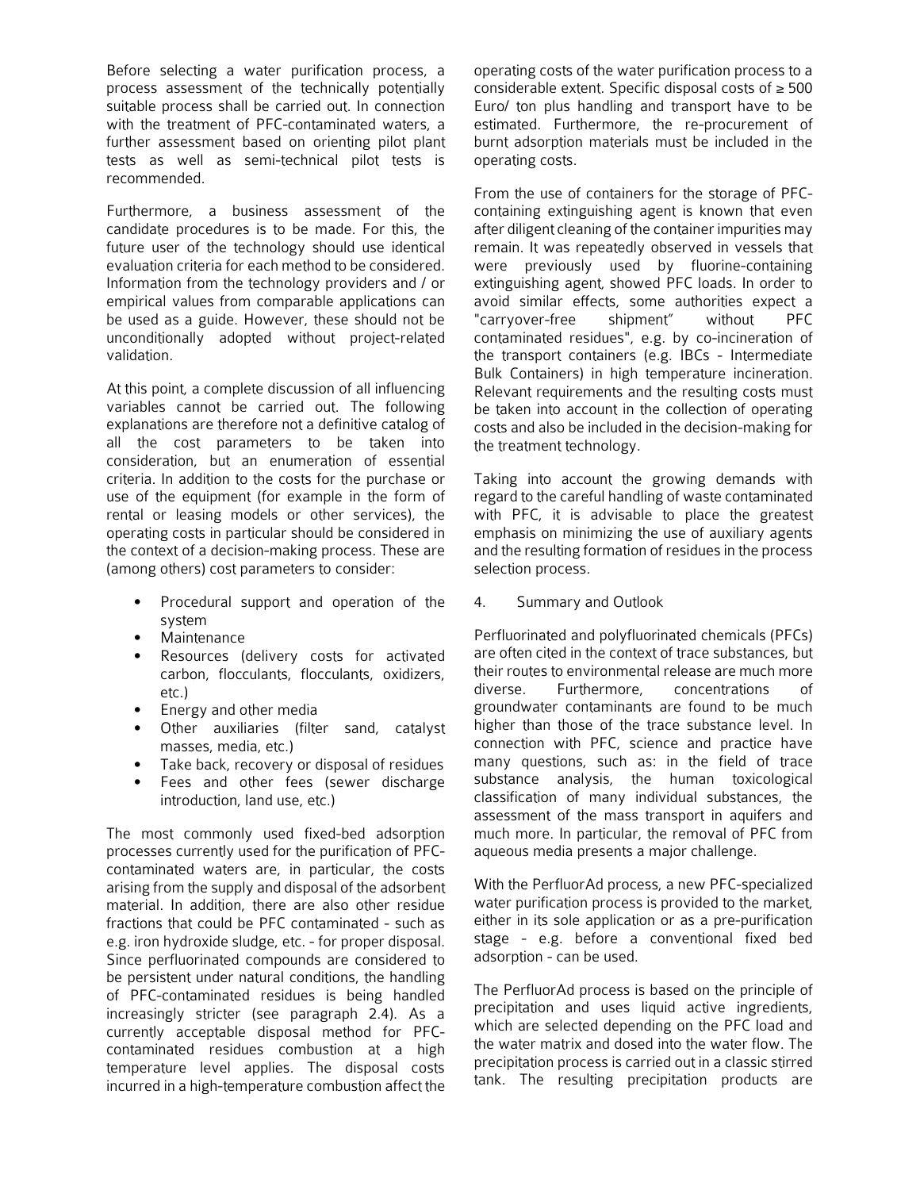Before selecting a water purification process, a process assessment of the technically potentially suitable process shall be carried out. In connection with the treatment of PFC-contaminated waters, a further assessment based on orienting pilot plant tests as well as semi-technical pilot tests is recommended.

Furthermore, a business assessment of the candidate procedures is to be made. For this, the future user of the technology should use identical evaluation criteria for each method to be considered. Information from the technology providers and / or empirical values from comparable applications can be used as a guide. However, these should not be unconditionally adopted without project-related validation.

At this point, a complete discussion of all influencing variables cannot be carried out. The following explanations are therefore not a definitive catalog of all the cost parameters to be taken into consideration, but an enumeration of essential criteria. In addition to the costs for the purchase or use of the equipment (for example in the form of rental or leasing models or other services), the operating costs in particular should be considered in the context of a decision-making process. These are (among others) cost parameters to consider:

- Procedural support and operation of the system
- Maintenance
- Resources (delivery costs for activated carbon, flocculants, flocculants, oxidizers, etc.)
- Energy and other media
- Other auxiliaries (filter sand, catalyst masses, media, etc.)
- Take back, recovery or disposal of residues
- Fees and other fees (sewer discharge introduction, land use, etc.)

The most commonly used fixed-bed adsorption processes currently used for the purification of PFC-contaminated waters are, in particular, the costs arising from the supply and disposal of the adsorbent material. In addition, there are also other residue fractions that could be PFC contaminated - such as e.g. iron hydroxide sludge, etc. - for proper disposal. Since perfluorinated compounds are considered to be persistent under natural conditions, the handling of PFC-contaminated residues is being handled increasingly stricter (see paragraph 2.4). As a currently acceptable disposal method for PFC-contaminated residues combustion at a high temperature level applies. The disposal costs incurred in a high-temperature combustion affect the operating costs of the water purification process to a considerable extent. Specific disposal costs of ≥ 500 Euro/ ton plus handling and transport have to be estimated. Furthermore, the re-procurement of burnt adsorption materials must be included in the operating costs.

From the use of containers for the storage of PFC-containing extinguishing agent is known that even after diligent cleaning of the container impurities may remain. It was repeatedly observed in vessels that were previously used by fluorine-containing extinguishing agent, showed PFC loads. In order to avoid similar effects, some authorities expect a "carryover-free shipment" without PFC contaminated residues", e.g. by co-incineration of the transport containers (e.g. IBCs - Intermediate Bulk Containers) in high temperature incineration. Relevant requirements and the resulting costs must be taken into account in the collection of operating costs and also be included in the decision-making for the treatment technology.

Taking into account the growing demands with regard to the careful handling of waste contaminated with PFC, it is advisable to place the greatest emphasis on minimizing the use of auxiliary agents and the resulting formation of residues in the process selection process.

## 4. Summary and Outlook

Perfluorinated and polyfluorinated chemicals (PFCs) are often cited in the context of trace substances, but their routes to environmental release are much more diverse. Furthermore, concentrations of groundwater contaminants are found to be much higher than those of the trace substance level. In connection with PFC, science and practice have many questions, such as: in the field of trace substance analysis, the human toxicological classification of many individual substances, the assessment of the mass transport in aquifers and much more. In particular, the removal of PFC from aqueous media presents a major challenge.

With the PerfluorAd process, a new PFC-specialized water purification process is provided to the market, either in its sole application or as a pre-purification stage - e.g. before a conventional fixed bed adsorption - can be used.

The PerfluorAd process is based on the principle of precipitation and uses liquid active ingredients, which are selected depending on the PFC load and the water matrix and dosed into the water flow. The precipitation process is carried out in a classic stirred tank. The resulting precipitation products are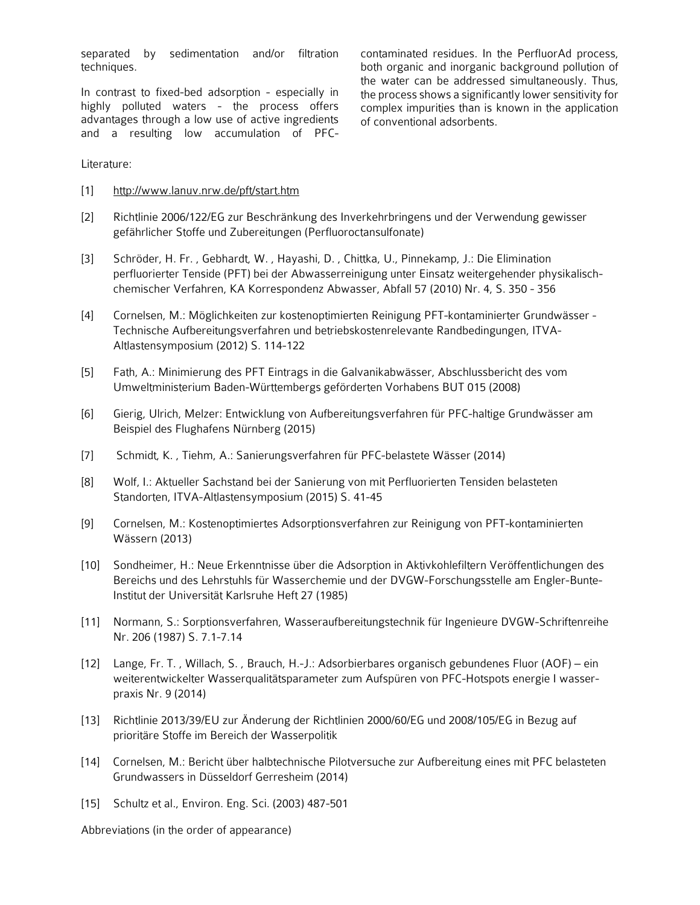separated by sedimentation and/or filtration techniques.

In contrast to fixed-bed adsorption - especially in highly polluted waters - the process offers advantages through a low use of active ingredients and a resulting low accumulation of PFC-contaminated residues. In the PerfluorAd process, both organic and inorganic background pollution of the water can be addressed simultaneously. Thus, the process shows a significantly lower sensitivity for complex impurities than is known in the application of conventional adsorbents.

Literature:

[1] http://www.lanuv.nrw.de/pft/start.htm

[2] Richtlinie 2006/122/EG zur Beschränkung des Inverkehrbringens und der Verwendung gewisser gefährlicher Stoffe und Zubereitungen (Perfluoroctansulfonate)

[3] Schröder, H. Fr. , Gebhardt, W. , Hayashi, D. , Chittka, U., Pinnekamp, J.: Die Elimination perfluorierter Tenside (PFT) bei der Abwasserreinigung unter Einsatz weitergehender physikalisch-chemischer Verfahren, KA Korrespondenz Abwasser, Abfall 57 (2010) Nr. 4, S. 350 - 356

[4] Cornelsen, M.: Möglichkeiten zur kostenoptimierten Reinigung PFT-kontaminierter Grundwässer - Technische Aufbereitungsverfahren und betriebskostenrelevante Randbedingungen, ITVA-Altlastensymposium (2012) S. 114-122

[5] Fath, A.: Minimierung des PFT Eintrags in die Galvanikabwässer, Abschlussbericht des vom Umweltministerium Baden-Württembergs geförderten Vorhabens BUT 015 (2008)

[6] Gierig, Ulrich, Melzer: Entwicklung von Aufbereitungsverfahren für PFC-haltige Grundwässer am Beispiel des Flughafens Nürnberg (2015)

[7] Schmidt, K. , Tiehm, A.: Sanierungsverfahren für PFC-belastete Wässer (2014)

[8] Wolf, I.: Aktueller Sachstand bei der Sanierung von mit Perfluorierten Tensiden belasteten Standorten, ITVA-Altlastensymposium (2015) S. 41-45

[9] Cornelsen, M.: Kostenoptimiertes Adsorptionsverfahren zur Reinigung von PFT-kontaminierten Wässern (2013)

[10] Sondheimer, H.: Neue Erkenntnisse über die Adsorption in Aktivkohlefiltern Veröffentlichungen des Bereichs und des Lehrstuhls für Wasserchemie und der DVGW-Forschungsstelle am Engler-Bunte-Institut der Universität Karlsruhe Heft 27 (1985)

[11] Normann, S.: Sorptionsverfahren, Wasseraufbereitungstechnik für Ingenieure DVGW-Schriftenreihe Nr. 206 (1987) S. 7.1-7.14

[12] Lange, Fr. T. , Willach, S. , Brauch, H.-J.: Adsorbierbares organisch gebundenes Fluor (AOF) – ein weiterentwickelter Wasserqualitätsparameter zum Aufspüren von PFC-Hotspots energie I wasser-praxis Nr. 9 (2014)

[13] Richtlinie 2013/39/EU zur Änderung der Richtlinien 2000/60/EG und 2008/105/EG in Bezug auf prioritäre Stoffe im Bereich der Wasserpolitik

[14] Cornelsen, M.: Bericht über halbtechnische Pilotversuche zur Aufbereitung eines mit PFC belasteten Grundwassers in Düsseldorf Gerresheim (2014)

[15] Schultz et al., Environ. Eng. Sci. (2003) 487-501

Abbreviations (in the order of appearance)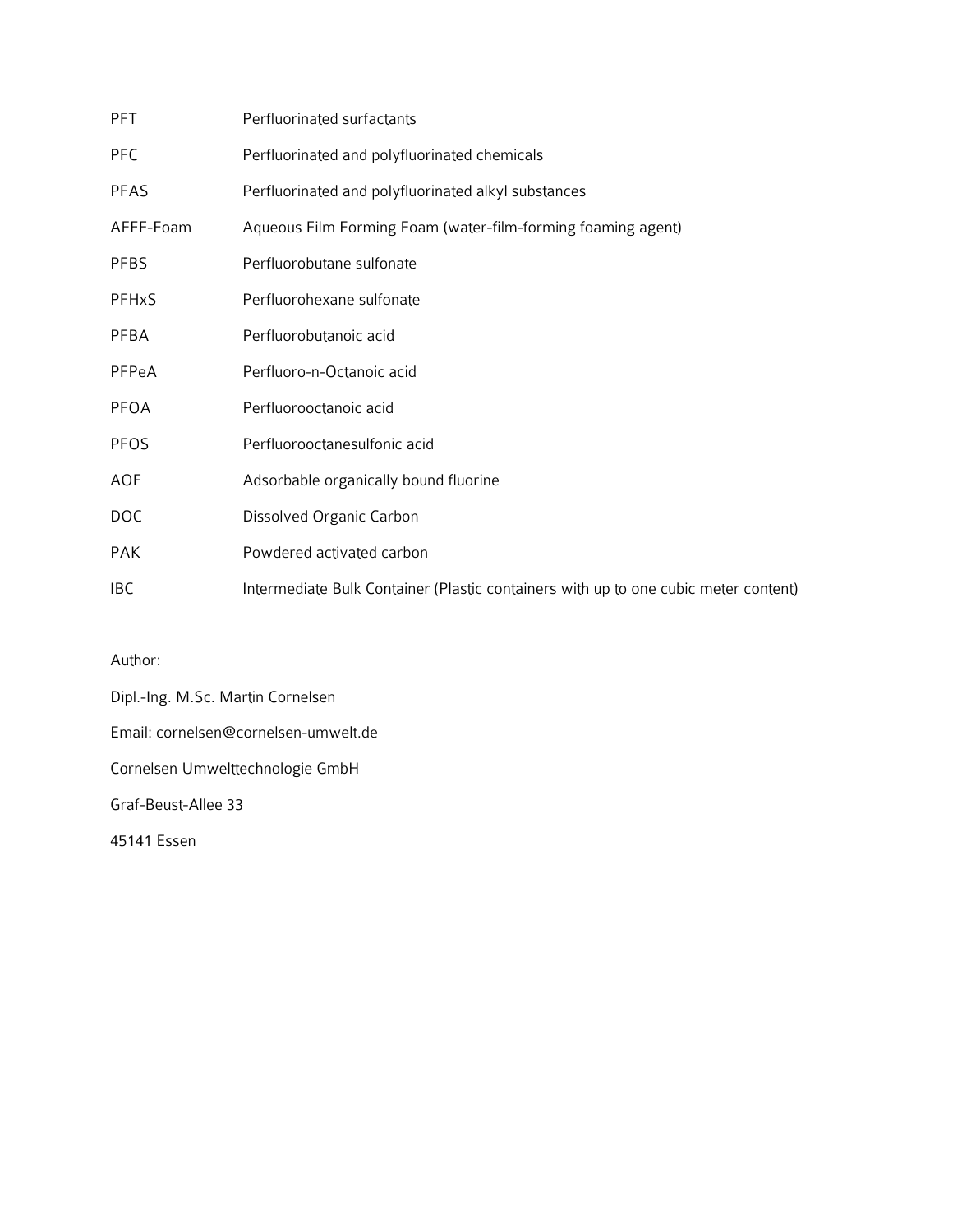| | |
|---|---|
| PFT | Perfluorinated surfactants |
| PFC | Perfluorinated and polyfluorinated chemicals |
| PFAS | Perfluorinated and polyfluorinated alkyl substances |
| AFFF-Foam | Aqueous Film Forming Foam (water-film-forming foaming agent) |
| PFBS | Perfluorobutane sulfonate |
| PFHxS | Perfluorohexane sulfonate |
| PFBA | Perfluorobutanoic acid |
| PFPeA | Perfluoro-n-Octanoic acid |
| PFOA | Perfluorooctanoic acid |
| PFOS | Perfluorooctanesulfonic acid |
| AOF | Adsorbable organically bound fluorine |
| DOC | Dissolved Organic Carbon |
| PAK | Powdered activated carbon |
| IBC | Intermediate Bulk Container (Plastic containers with up to one cubic meter content) |

Author:

Dipl.-Ing. M.Sc. Martin Cornelsen

Email: cornelsen@cornelsen-umwelt.de

Cornelsen Umwelttechnologie GmbH

Graf-Beust-Allee 33

45141 Essen